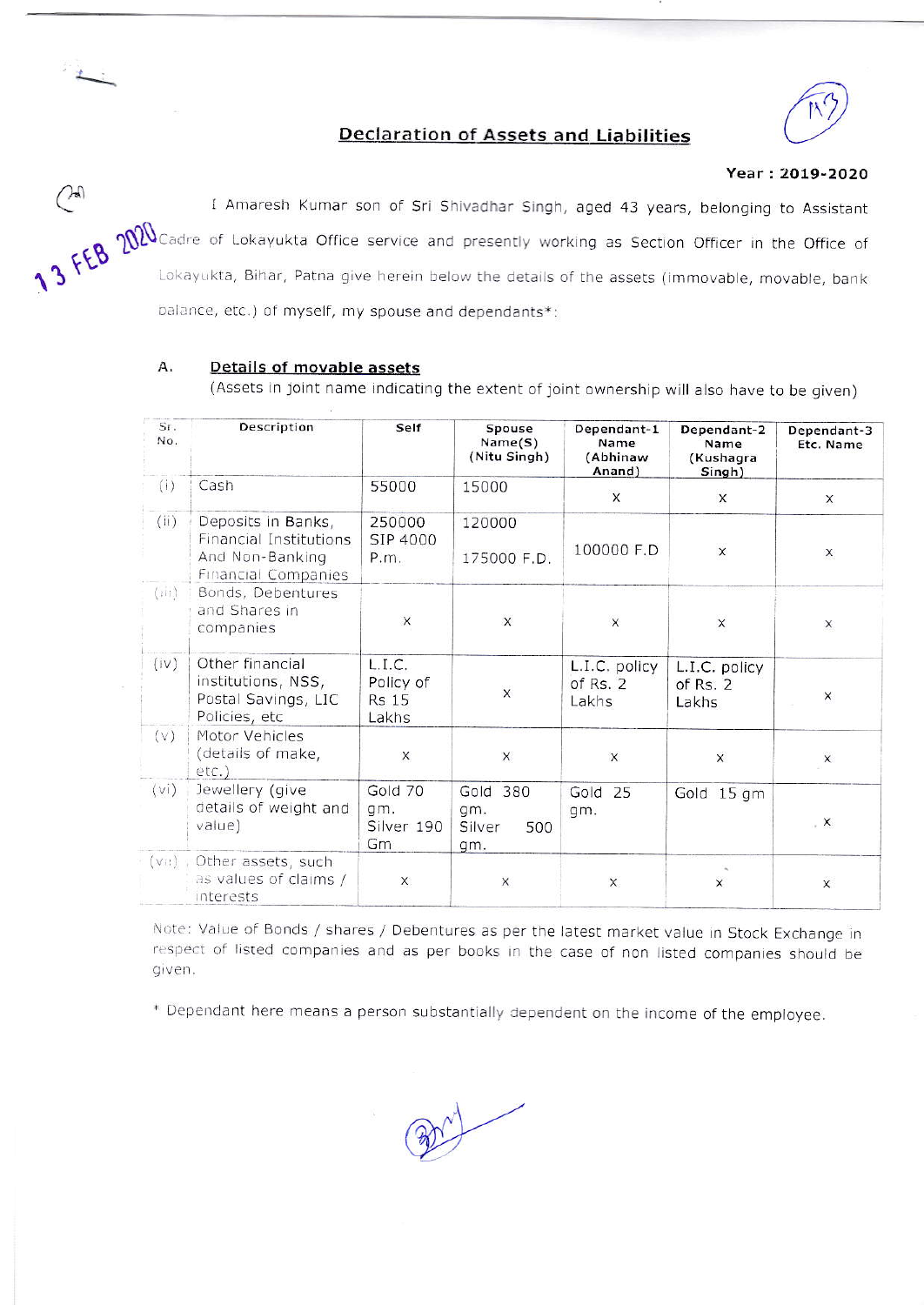## Declaration of Assets and Liabilities

**Year : 2019-2020**

I Amaresh Kumar son of Sri Shivadhar Singh, aged 43 years, belonging to Assistant Cadre of Lokayukta Office service and presently working as Section Officer in the Office of Lokayukta, Bihar, Patna give herein below the details of the assets (immovable, movable, bank balance, etc.) of myself, my spouse and dependants*:

### A. Details of movable assets

(Assets in joint name indicating the extent of joint ownership will also have to be given)

| Sr. No. | Description | Self | Spouse Name(S) (Nitu Singh) | Dependant-1 Name (Abhinaw Anand) | Dependant-2 Name (Kushagra Singh) | Dependant-3 Etc. Name |
|---|---|---|---|---|---|---|
| (i) | Cash | 55000 | 15000 | x | x | x |
| (ii) | Deposits in Banks, Financial Institutions And Non-Banking Financial Companies | 250000 SIP 4000 P.m. | 120000 175000 F.D. | 100000 F.D | x | x |
| (iii) | Bonds, Debentures and Shares in companies | x | x | x | x | x |
| (iv) | Other financial institutions, NSS, Postal Savings, LIC Policies, etc | L.I.C. Policy of Rs 15 Lakhs | x | L.I.C. policy of Rs. 2 Lakhs | L.I.C. policy of Rs. 2 Lakhs | x |
| (v) | Motor Vehicles (details of make, etc.) | x | x | x | x | x |
| (vi) | Jewellery (give details of weight and value) | Gold 70 gm. Silver 190 Gm | Gold 380 gm. Silver 500 gm. | Gold 25 gm. | Gold 15 gm | x |
| (vii) | Other assets, such as values of claims / interests | x | x | x | x | x |

Note: Value of Bonds / shares / Debentures as per the latest market value in Stock Exchange in respect of listed companies and as per books in the case of non listed companies should be given.

* Dependant here means a person substantially dependent on the income of the employee.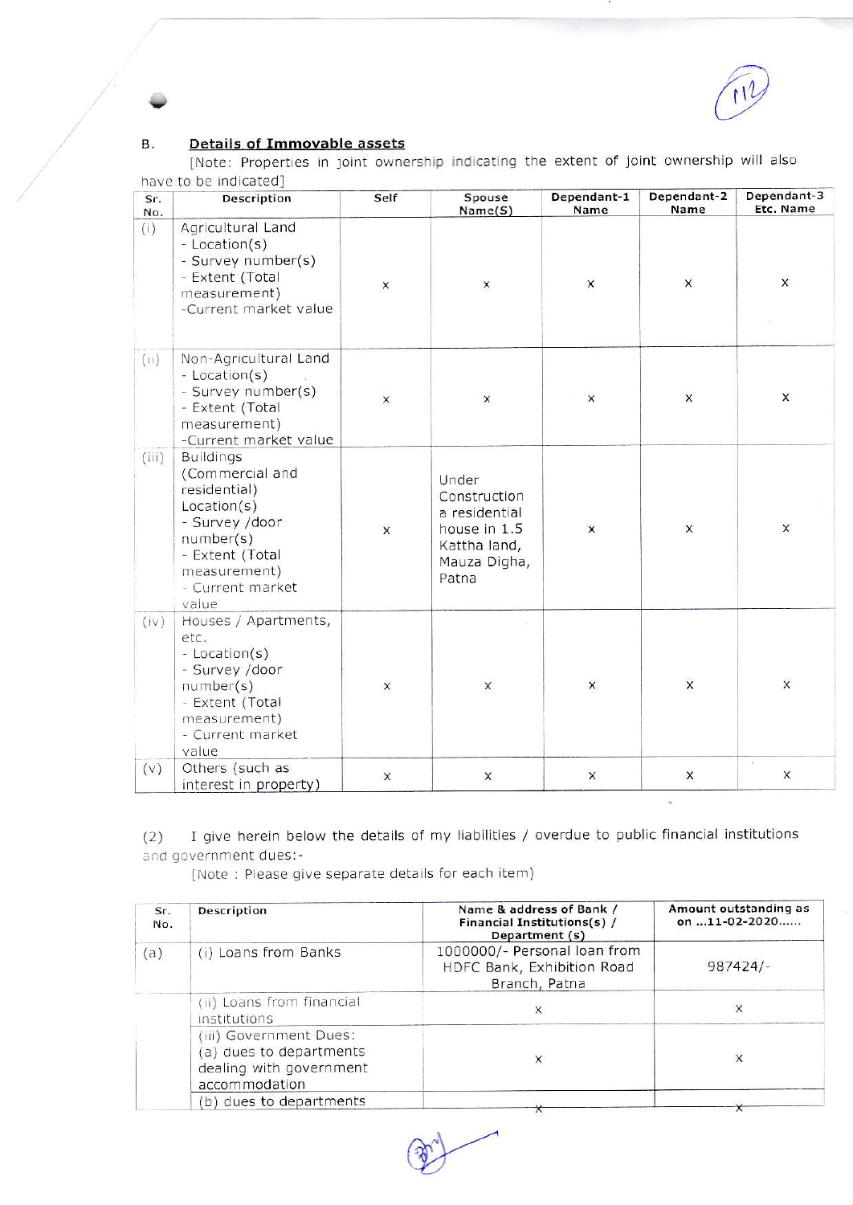### B. **Details of Immovable assets**

[Note: Properties in joint ownership indicating the extent of joint ownership will also have to be indicated]

| Sr. No. | Description | Self | Spouse Name(S) | Dependant-1 Name | Dependant-2 Name | Dependant-3 Etc. Name |
|---|---|---|---|---|---|---|
| (i) | Agricultural Land - Location(s) - Survey number(s) - Extent (Total measurement) -Current market value | x | x | x | x | x |
| (ii) | Non-Agricultural Land - Location(s) - Survey number(s) - Extent (Total measurement) -Current market value | x | x | x | x | x |
| (iii) | Buildings (Commercial and residential) Location(s) - Survey /door number(s) - Extent (Total measurement) - Current market value | x | Under Construction a residential house in 1.5 Kattha land, Mauza Digha, Patna | x | x | x |
| (iv) | Houses / Apartments, etc. - Location(s) - Survey /door number(s) - Extent (Total measurement) - Current market value | x | x | x | x | x |
| (v) | Others (such as interest in property) | x | x | x | x | x |

(2) I give herein below the details of my liabilities / overdue to public financial institutions and government dues:-

[Note : Please give separate details for each item)

| Sr. No. | Description | Name & address of Bank / Financial Institutions(s) / Department (s) | Amount outstanding as on ...11-02-2020...... |
|---|---|---|---|
| (a) | (i) Loans from Banks | 1000000/- Personal loan from HDFC Bank, Exhibition Road Branch, Patna | 987424/- |
| | (ii) Loans from financial institutions | x | x |
| | (iii) Government Dues: (a) dues to departments dealing with government accommodation | x | x |
| | (b) dues to departments | x | x |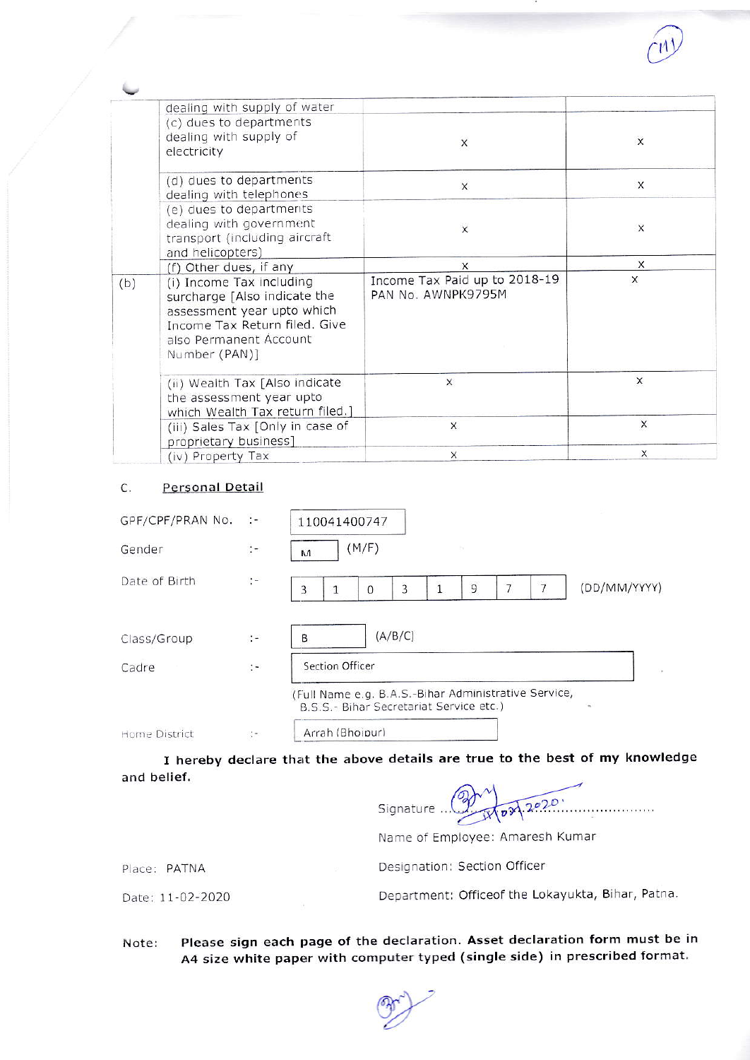| | | | |
|---|---|---|---|
| | dealing with supply of water | | |
| | (c) dues to departments dealing with supply of electricity | x | x |
| | (d) dues to departments dealing with telephones | x | x |
| | (e) dues to departments dealing with government transport (including aircraft and helicopters) | x | x |
| | (f) Other dues, if any | x | x |
| (b) | (i) Income Tax including surcharge [Also indicate the assessment year upto which Income Tax Return filed. Give also Permanent Account Number (PAN)] | Income Tax Paid up to 2018-19 PAN No. AWNPK9795M | x |
| | (ii) Wealth Tax [Also indicate the assessment year upto which Wealth Tax return filed.] | x | x |
| | (iii) Sales Tax [Only in case of proprietary business] | x | x |
| | (iv) Property Tax | x | x |

C. **Personal Detail**

GPF/CPF/PRAN No. :- 110041400747

Gender :- M (M/F)

Date of Birth :- 3 1 0 3 1 9 7 7 (DD/MM/YYYY)

Class/Group :- B (A/B/C)

Cadre :- Section Officer

(Full Name e.g. B.A.S.-Bihar Administrative Service, B.S.S.- Bihar Secretariat Service etc.)

Home District :- Arrah (Bhojpur)

**I hereby declare that the above details are true to the best of my knowledge and belief.**

Signature ...... 11/02/2020 ......

Name of Employee: Amaresh Kumar

Place: PATNA

Designation: Section Officer

Date: 11-02-2020

Department: Officeof the Lokayukta, Bihar, Patna.

Note: **Please sign each page of the declaration. Asset declaration form must be in A4 size white paper with computer typed (single side) in prescribed format.**